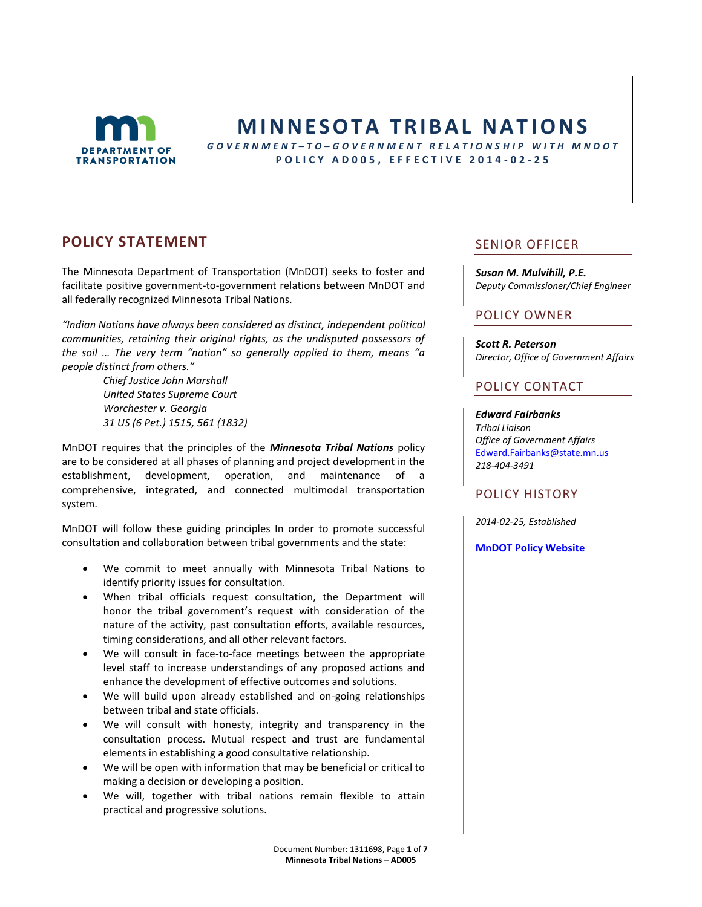# MINNESOTA TRIBAL NATIONS

***GOVERNMENT–TO–GOVERNMENT RELATIONSHIP WITH MNDOT***

**POLICY AD005, EFFECTIVE 2014-02-25**

## POLICY STATEMENT

The Minnesota Department of Transportation (MnDOT) seeks to foster and facilitate positive government-to-government relations between MnDOT and all federally recognized Minnesota Tribal Nations.

*"Indian Nations have always been considered as distinct, independent political communities, retaining their original rights, as the undisputed possessors of the soil … The very term "nation" so generally applied to them, means "a people distinct from others."*

*Chief Justice John Marshall*
*United States Supreme Court*
*Worchester v. Georgia*
*31 US (6 Pet.) 1515, 561 (1832)*

MnDOT requires that the principles of the ***Minnesota Tribal Nations*** policy are to be considered at all phases of planning and project development in the establishment, development, operation, and maintenance of a comprehensive, integrated, and connected multimodal transportation system.

MnDOT will follow these guiding principles In order to promote successful consultation and collaboration between tribal governments and the state:

- We commit to meet annually with Minnesota Tribal Nations to identify priority issues for consultation.
- When tribal officials request consultation, the Department will honor the tribal government's request with consideration of the nature of the activity, past consultation efforts, available resources, timing considerations, and all other relevant factors.
- We will consult in face-to-face meetings between the appropriate level staff to increase understandings of any proposed actions and enhance the development of effective outcomes and solutions.
- We will build upon already established and on-going relationships between tribal and state officials.
- We will consult with honesty, integrity and transparency in the consultation process. Mutual respect and trust are fundamental elements in establishing a good consultative relationship.
- We will be open with information that may be beneficial or critical to making a decision or developing a position.
- We will, together with tribal nations remain flexible to attain practical and progressive solutions.

## SENIOR OFFICER

***Susan M. Mulvihill, P.E.***
*Deputy Commissioner/Chief Engineer*

## POLICY OWNER

***Scott R. Peterson***
*Director, Office of Government Affairs*

## POLICY CONTACT

***Edward Fairbanks***
*Tribal Liaison*
*Office of Government Affairs*
Edward.Fairbanks@state.mn.us
*218-404-3491*

## POLICY HISTORY

*2014-02-25, Established*

**MnDOT Policy Website**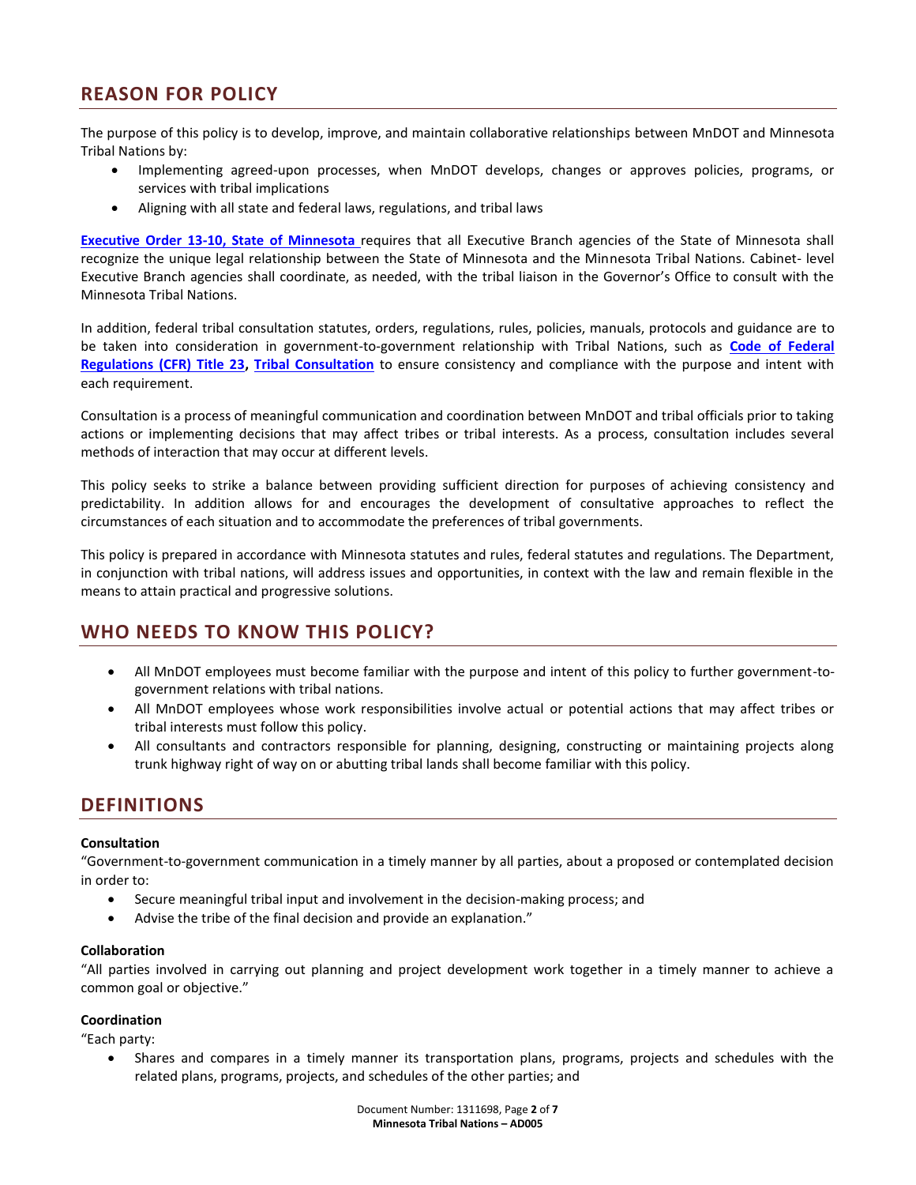## REASON FOR POLICY

The purpose of this policy is to develop, improve, and maintain collaborative relationships between MnDOT and Minnesota Tribal Nations by:

- Implementing agreed-upon processes, when MnDOT develops, changes or approves policies, programs, or services with tribal implications
- Aligning with all state and federal laws, regulations, and tribal laws

**Executive Order 13-10, State of Minnesota** requires that all Executive Branch agencies of the State of Minnesota shall recognize the unique legal relationship between the State of Minnesota and the Minnesota Tribal Nations. Cabinet- level Executive Branch agencies shall coordinate, as needed, with the tribal liaison in the Governor's Office to consult with the Minnesota Tribal Nations.

In addition, federal tribal consultation statutes, orders, regulations, rules, policies, manuals, protocols and guidance are to be taken into consideration in government-to-government relationship with Tribal Nations, such as **Code of Federal Regulations (CFR) Title 23**, **Tribal Consultation** to ensure consistency and compliance with the purpose and intent with each requirement.

Consultation is a process of meaningful communication and coordination between MnDOT and tribal officials prior to taking actions or implementing decisions that may affect tribes or tribal interests. As a process, consultation includes several methods of interaction that may occur at different levels.

This policy seeks to strike a balance between providing sufficient direction for purposes of achieving consistency and predictability. In addition allows for and encourages the development of consultative approaches to reflect the circumstances of each situation and to accommodate the preferences of tribal governments.

This policy is prepared in accordance with Minnesota statutes and rules, federal statutes and regulations. The Department, in conjunction with tribal nations, will address issues and opportunities, in context with the law and remain flexible in the means to attain practical and progressive solutions.

## WHO NEEDS TO KNOW THIS POLICY?

- All MnDOT employees must become familiar with the purpose and intent of this policy to further government-to-government relations with tribal nations.
- All MnDOT employees whose work responsibilities involve actual or potential actions that may affect tribes or tribal interests must follow this policy.
- All consultants and contractors responsible for planning, designing, constructing or maintaining projects along trunk highway right of way on or abutting tribal lands shall become familiar with this policy.

## DEFINITIONS

**Consultation**

"Government-to-government communication in a timely manner by all parties, about a proposed or contemplated decision in order to:

- Secure meaningful tribal input and involvement in the decision-making process; and
- Advise the tribe of the final decision and provide an explanation."

**Collaboration**

"All parties involved in carrying out planning and project development work together in a timely manner to achieve a common goal or objective."

**Coordination**

"Each party:

- Shares and compares in a timely manner its transportation plans, programs, projects and schedules with the related plans, programs, projects, and schedules of the other parties; and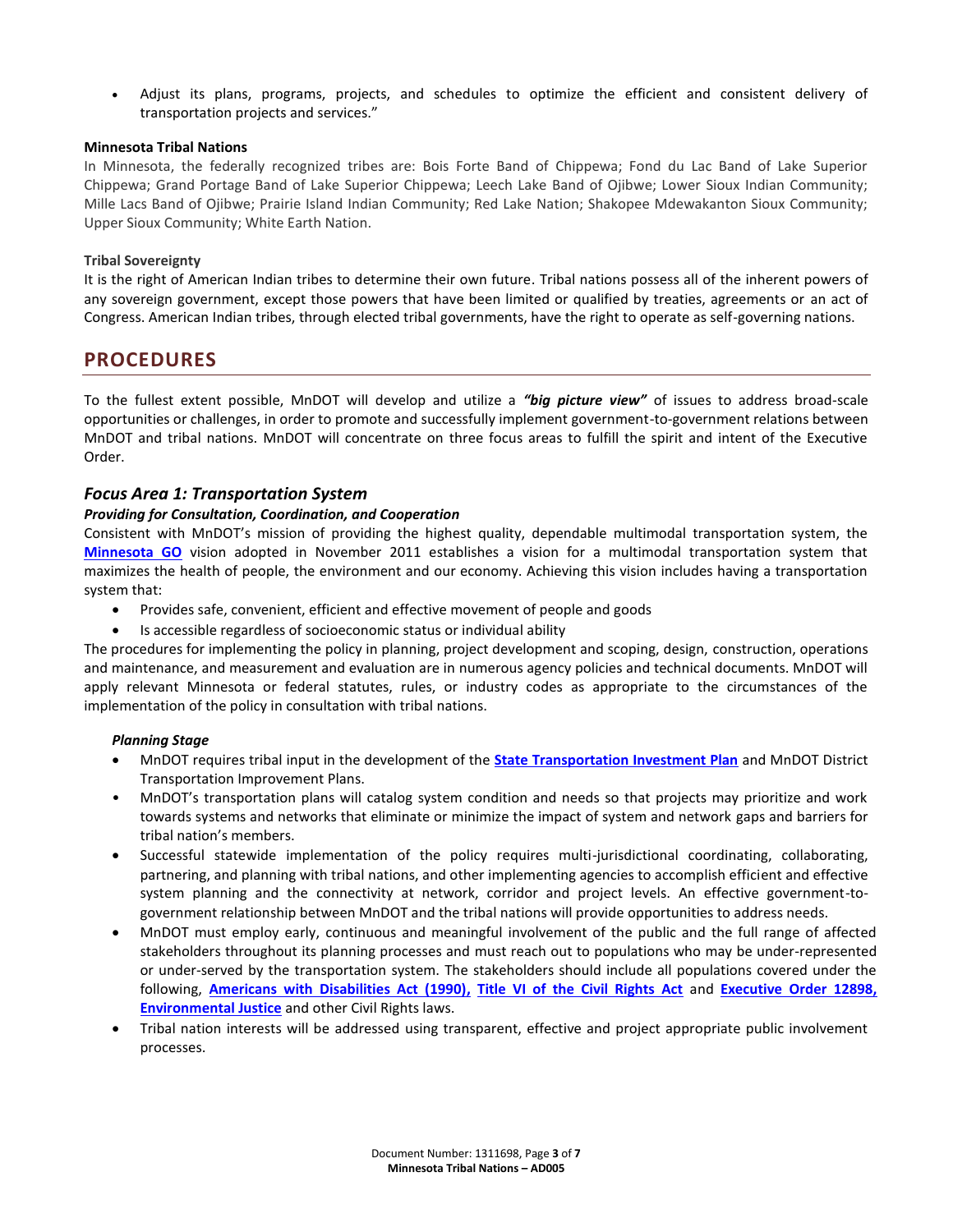- Adjust its plans, programs, projects, and schedules to optimize the efficient and consistent delivery of transportation projects and services."

**Minnesota Tribal Nations**

In Minnesota, the federally recognized tribes are: Bois Forte Band of Chippewa; Fond du Lac Band of Lake Superior Chippewa; Grand Portage Band of Lake Superior Chippewa; Leech Lake Band of Ojibwe; Lower Sioux Indian Community; Mille Lacs Band of Ojibwe; Prairie Island Indian Community; Red Lake Nation; Shakopee Mdewakanton Sioux Community; Upper Sioux Community; White Earth Nation.

**Tribal Sovereignty**

It is the right of American Indian tribes to determine their own future. Tribal nations possess all of the inherent powers of any sovereign government, except those powers that have been limited or qualified by treaties, agreements or an act of Congress. American Indian tribes, through elected tribal governments, have the right to operate as self-governing nations.

## PROCEDURES

To the fullest extent possible, MnDOT will develop and utilize a ***"big picture view"*** of issues to address broad-scale opportunities or challenges, in order to promote and successfully implement government-to-government relations between MnDOT and tribal nations. MnDOT will concentrate on three focus areas to fulfill the spirit and intent of the Executive Order.

### *Focus Area 1: Transportation System*

***Providing for Consultation, Coordination, and Cooperation***

Consistent with MnDOT's mission of providing the highest quality, dependable multimodal transportation system, the **Minnesota GO** vision adopted in November 2011 establishes a vision for a multimodal transportation system that maximizes the health of people, the environment and our economy. Achieving this vision includes having a transportation system that:

- Provides safe, convenient, efficient and effective movement of people and goods
- Is accessible regardless of socioeconomic status or individual ability

The procedures for implementing the policy in planning, project development and scoping, design, construction, operations and maintenance, and measurement and evaluation are in numerous agency policies and technical documents. MnDOT will apply relevant Minnesota or federal statutes, rules, or industry codes as appropriate to the circumstances of the implementation of the policy in consultation with tribal nations.

***Planning Stage***

- MnDOT requires tribal input in the development of the **State Transportation Investment Plan** and MnDOT District Transportation Improvement Plans.
- MnDOT's transportation plans will catalog system condition and needs so that projects may prioritize and work towards systems and networks that eliminate or minimize the impact of system and network gaps and barriers for tribal nation's members.
- Successful statewide implementation of the policy requires multi-jurisdictional coordinating, collaborating, partnering, and planning with tribal nations, and other implementing agencies to accomplish efficient and effective system planning and the connectivity at network, corridor and project levels. An effective government-to-government relationship between MnDOT and the tribal nations will provide opportunities to address needs.
- MnDOT must employ early, continuous and meaningful involvement of the public and the full range of affected stakeholders throughout its planning processes and must reach out to populations who may be under-represented or under-served by the transportation system. The stakeholders should include all populations covered under the following, **Americans with Disabilities Act (1990),** **Title VI of the Civil Rights Act** and **Executive Order 12898, Environmental Justice** and other Civil Rights laws.
- Tribal nation interests will be addressed using transparent, effective and project appropriate public involvement processes.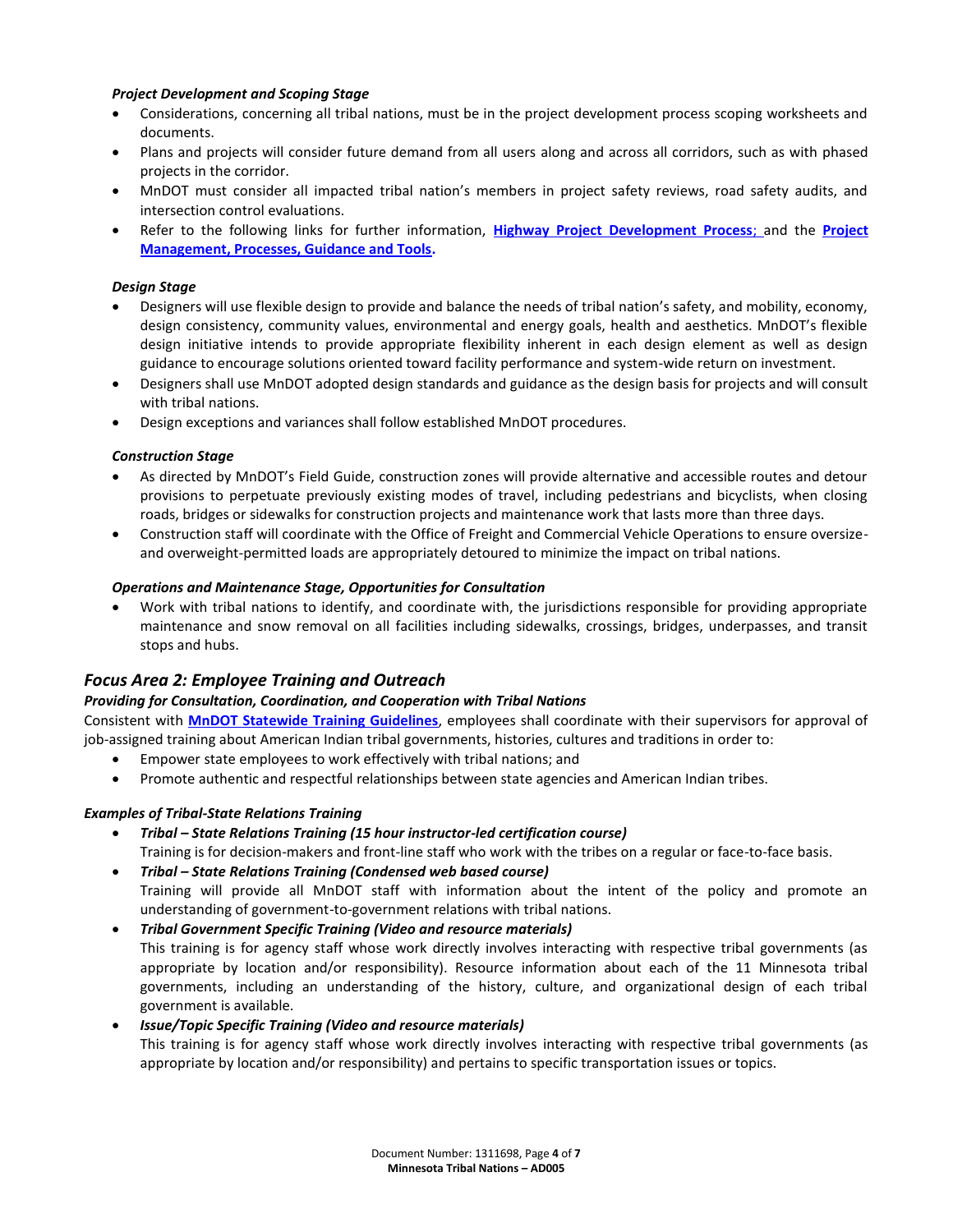***Project Development and Scoping Stage***

- Considerations, concerning all tribal nations, must be in the project development process scoping worksheets and documents.
- Plans and projects will consider future demand from all users along and across all corridors, such as with phased projects in the corridor.
- MnDOT must consider all impacted tribal nation's members in project safety reviews, road safety audits, and intersection control evaluations.
- Refer to the following links for further information, **Highway Project Development Process**; and the **Project Management, Processes, Guidance and Tools**.

***Design Stage***

- Designers will use flexible design to provide and balance the needs of tribal nation's safety, and mobility, economy, design consistency, community values, environmental and energy goals, health and aesthetics. MnDOT's flexible design initiative intends to provide appropriate flexibility inherent in each design element as well as design guidance to encourage solutions oriented toward facility performance and system-wide return on investment.
- Designers shall use MnDOT adopted design standards and guidance as the design basis for projects and will consult with tribal nations.
- Design exceptions and variances shall follow established MnDOT procedures.

***Construction Stage***

- As directed by MnDOT's Field Guide, construction zones will provide alternative and accessible routes and detour provisions to perpetuate previously existing modes of travel, including pedestrians and bicyclists, when closing roads, bridges or sidewalks for construction projects and maintenance work that lasts more than three days.
- Construction staff will coordinate with the Office of Freight and Commercial Vehicle Operations to ensure oversize- and overweight-permitted loads are appropriately detoured to minimize the impact on tribal nations.

***Operations and Maintenance Stage, Opportunities for Consultation***

- Work with tribal nations to identify, and coordinate with, the jurisdictions responsible for providing appropriate maintenance and snow removal on all facilities including sidewalks, crossings, bridges, underpasses, and transit stops and hubs.

## *Focus Area 2: Employee Training and Outreach*

***Providing for Consultation, Coordination, and Cooperation with Tribal Nations***

Consistent with **MnDOT Statewide Training Guidelines**, employees shall coordinate with their supervisors for approval of job-assigned training about American Indian tribal governments, histories, cultures and traditions in order to:

- Empower state employees to work effectively with tribal nations; and
- Promote authentic and respectful relationships between state agencies and American Indian tribes.

***Examples of Tribal-State Relations Training***

- ***Tribal – State Relations Training (15 hour instructor-led certification course)***
  Training is for decision-makers and front-line staff who work with the tribes on a regular or face-to-face basis.
- ***Tribal – State Relations Training (Condensed web based course)***
  Training will provide all MnDOT staff with information about the intent of the policy and promote an understanding of government-to-government relations with tribal nations.
- ***Tribal Government Specific Training (Video and resource materials)***
  This training is for agency staff whose work directly involves interacting with respective tribal governments (as appropriate by location and/or responsibility). Resource information about each of the 11 Minnesota tribal governments, including an understanding of the history, culture, and organizational design of each tribal government is available.
- ***Issue/Topic Specific Training (Video and resource materials)***
  This training is for agency staff whose work directly involves interacting with respective tribal governments (as appropriate by location and/or responsibility) and pertains to specific transportation issues or topics.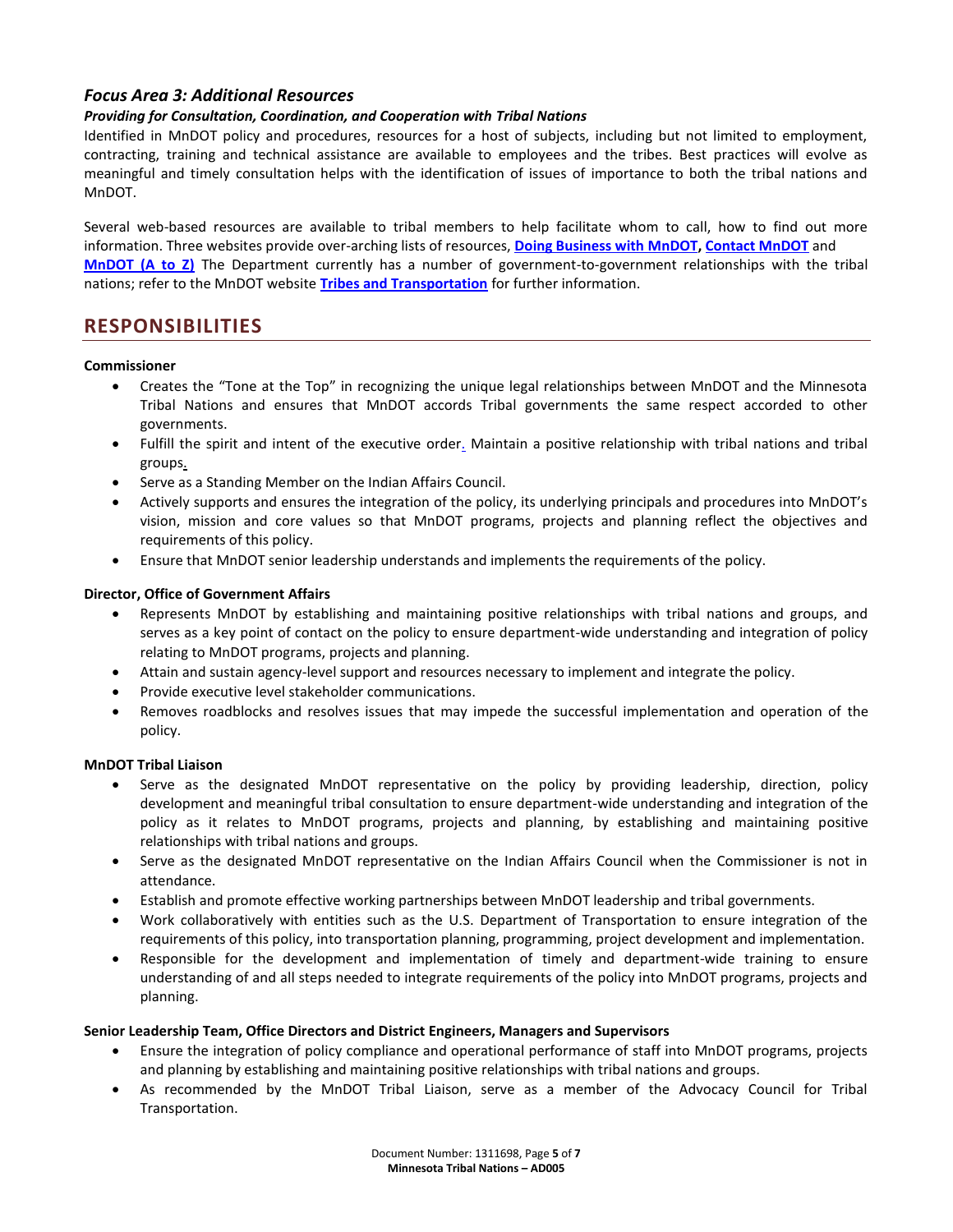### *Focus Area 3: Additional Resources*

***Providing for Consultation, Coordination, and Cooperation with Tribal Nations***

Identified in MnDOT policy and procedures, resources for a host of subjects, including but not limited to employment, contracting, training and technical assistance are available to employees and the tribes. Best practices will evolve as meaningful and timely consultation helps with the identification of issues of importance to both the tribal nations and MnDOT.

Several web-based resources are available to tribal members to help facilitate whom to call, how to find out more information. Three websites provide over-arching lists of resources, **Doing Business with MnDOT**, **Contact MnDOT** and **MnDOT (A to Z)** The Department currently has a number of government-to-government relationships with the tribal nations; refer to the MnDOT website **Tribes and Transportation** for further information.

## RESPONSIBILITIES

**Commissioner**

- Creates the "Tone at the Top" in recognizing the unique legal relationships between MnDOT and the Minnesota Tribal Nations and ensures that MnDOT accords Tribal governments the same respect accorded to other governments.
- Fulfill the spirit and intent of the executive order. Maintain a positive relationship with tribal nations and tribal groups.
- Serve as a Standing Member on the Indian Affairs Council.
- Actively supports and ensures the integration of the policy, its underlying principals and procedures into MnDOT's vision, mission and core values so that MnDOT programs, projects and planning reflect the objectives and requirements of this policy.
- Ensure that MnDOT senior leadership understands and implements the requirements of the policy.

**Director, Office of Government Affairs**

- Represents MnDOT by establishing and maintaining positive relationships with tribal nations and groups, and serves as a key point of contact on the policy to ensure department-wide understanding and integration of policy relating to MnDOT programs, projects and planning.
- Attain and sustain agency-level support and resources necessary to implement and integrate the policy.
- Provide executive level stakeholder communications.
- Removes roadblocks and resolves issues that may impede the successful implementation and operation of the policy.

**MnDOT Tribal Liaison**

- Serve as the designated MnDOT representative on the policy by providing leadership, direction, policy development and meaningful tribal consultation to ensure department-wide understanding and integration of the policy as it relates to MnDOT programs, projects and planning, by establishing and maintaining positive relationships with tribal nations and groups.
- Serve as the designated MnDOT representative on the Indian Affairs Council when the Commissioner is not in attendance.
- Establish and promote effective working partnerships between MnDOT leadership and tribal governments.
- Work collaboratively with entities such as the U.S. Department of Transportation to ensure integration of the requirements of this policy, into transportation planning, programming, project development and implementation.
- Responsible for the development and implementation of timely and department-wide training to ensure understanding of and all steps needed to integrate requirements of the policy into MnDOT programs, projects and planning.

**Senior Leadership Team, Office Directors and District Engineers, Managers and Supervisors**

- Ensure the integration of policy compliance and operational performance of staff into MnDOT programs, projects and planning by establishing and maintaining positive relationships with tribal nations and groups.
- As recommended by the MnDOT Tribal Liaison, serve as a member of the Advocacy Council for Tribal Transportation.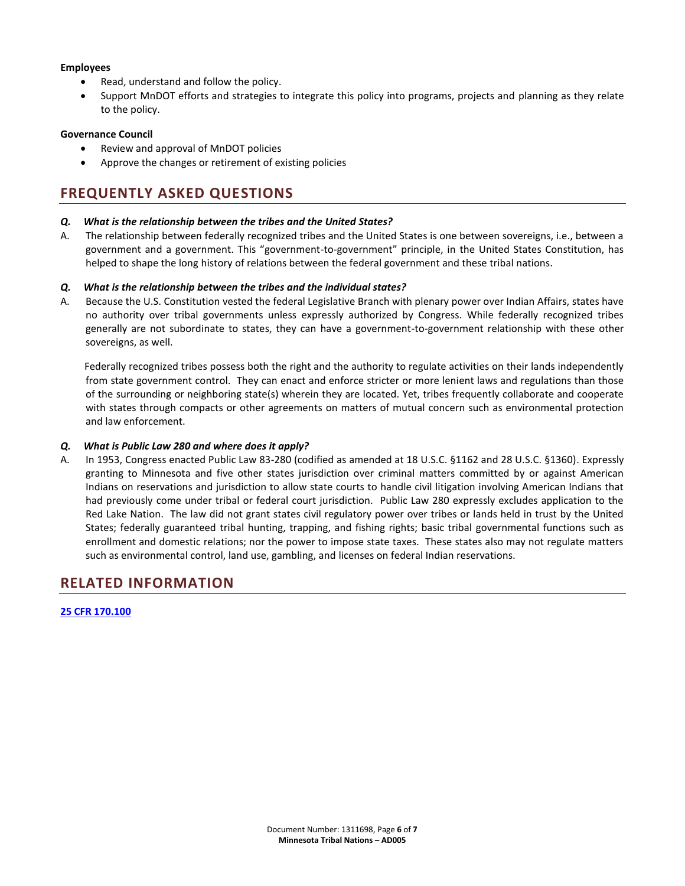**Employees**

- Read, understand and follow the policy.
- Support MnDOT efforts and strategies to integrate this policy into programs, projects and planning as they relate to the policy.

**Governance Council**

- Review and approval of MnDOT policies
- Approve the changes or retirement of existing policies

## FREQUENTLY ASKED QUESTIONS

***Q. What is the relationship between the tribes and the United States?***

A. The relationship between federally recognized tribes and the United States is one between sovereigns, i.e., between a government and a government. This "government-to-government" principle, in the United States Constitution, has helped to shape the long history of relations between the federal government and these tribal nations.

***Q. What is the relationship between the tribes and the individual states?***

A. Because the U.S. Constitution vested the federal Legislative Branch with plenary power over Indian Affairs, states have no authority over tribal governments unless expressly authorized by Congress. While federally recognized tribes generally are not subordinate to states, they can have a government-to-government relationship with these other sovereigns, as well.

Federally recognized tribes possess both the right and the authority to regulate activities on their lands independently from state government control. They can enact and enforce stricter or more lenient laws and regulations than those of the surrounding or neighboring state(s) wherein they are located. Yet, tribes frequently collaborate and cooperate with states through compacts or other agreements on matters of mutual concern such as environmental protection and law enforcement.

***Q. What is Public Law 280 and where does it apply?***

A. In 1953, Congress enacted Public Law 83-280 (codified as amended at 18 U.S.C. §1162 and 28 U.S.C. §1360). Expressly granting to Minnesota and five other states jurisdiction over criminal matters committed by or against American Indians on reservations and jurisdiction to allow state courts to handle civil litigation involving American Indians that had previously come under tribal or federal court jurisdiction. Public Law 280 expressly excludes application to the Red Lake Nation. The law did not grant states civil regulatory power over tribes or lands held in trust by the United States; federally guaranteed tribal hunting, trapping, and fishing rights; basic tribal governmental functions such as enrollment and domestic relations; nor the power to impose state taxes. These states also may not regulate matters such as environmental control, land use, gambling, and licenses on federal Indian reservations.

## RELATED INFORMATION

**25 CFR 170.100**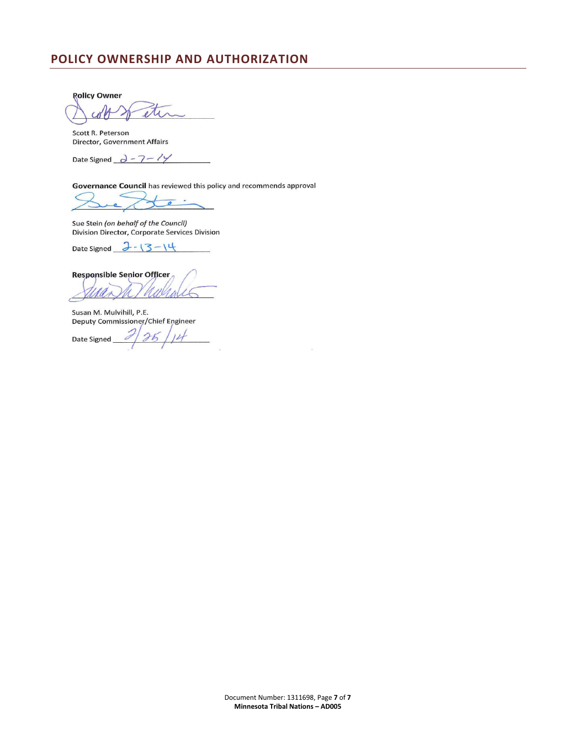## POLICY OWNERSHIP AND AUTHORIZATION

**Policy Owner**

Scott R. Peterson
Director, Government Affairs

Date Signed 2-7-14

**Governance Council** has reviewed this policy and recommends approval

Sue Stein *(on behalf of the Council)*
Division Director, Corporate Services Division

Date Signed 2-13-14

**Responsible Senior Officer**

Susan M. Mulvihill, P.E.
Deputy Commissioner/Chief Engineer

Date Signed 2/25/14

Document Number: 1311698, Page **7** of **7**
**Minnesota Tribal Nations – AD005**